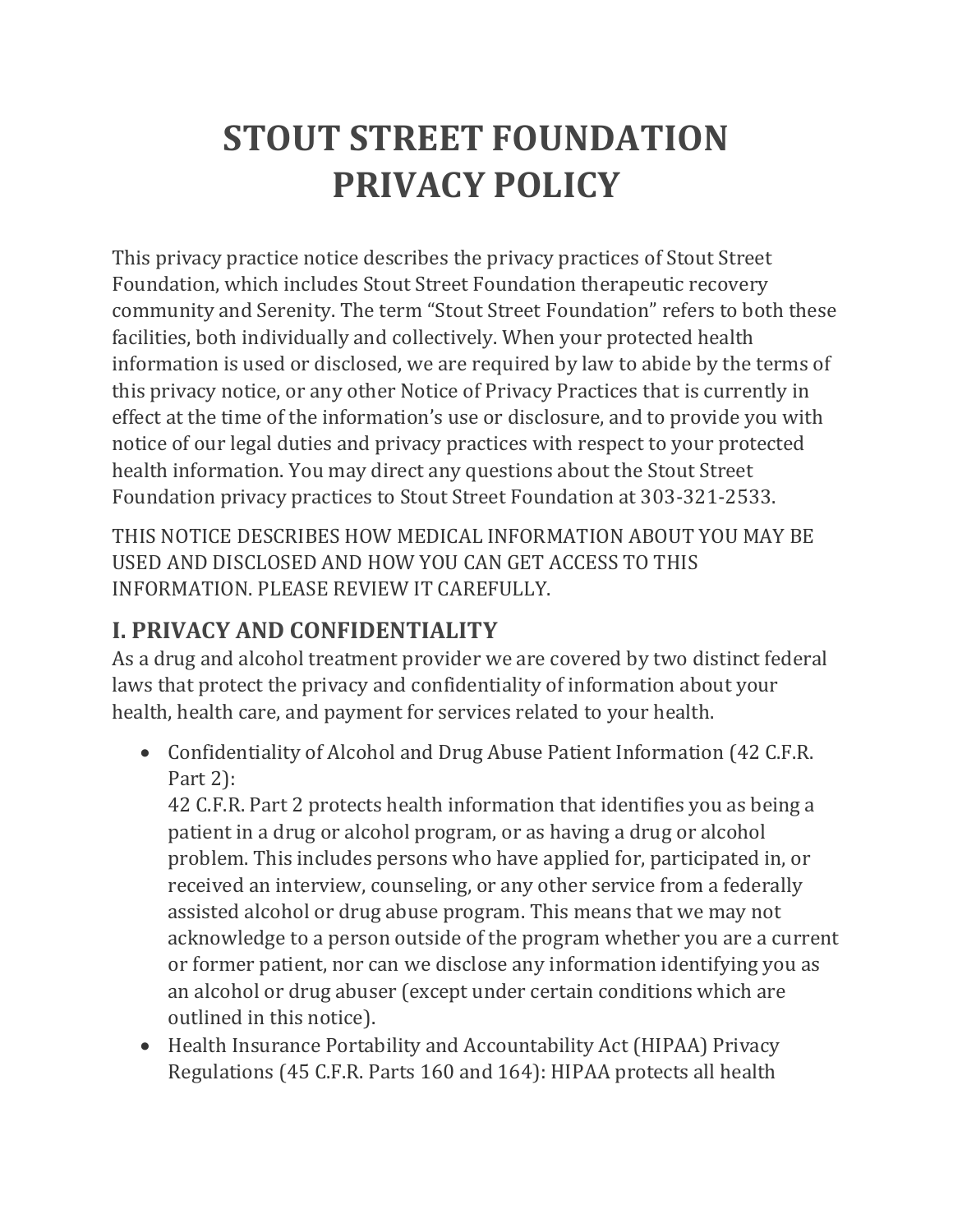# STOUT STREET FOUNDATION PRIVACY POLICY

This privacy practice notice describes the privacy practices of Stout Street Foundation, which includes Stout Street Foundation therapeutic recovery community and Serenity. The term "Stout Street Foundation" refers to both these facilities, both individually and collectively. When your protected health information is used or disclosed, we are required by law to abide by the terms of this privacy notice, or any other Notice of Privacy Practices that is currently in effect at the time of the information's use or disclosure, and to provide you with notice of our legal duties and privacy practices with respect to your protected health information. You may direct any questions about the Stout Street Foundation privacy practices to Stout Street Foundation at 303-321-2533.

THIS NOTICE DESCRIBES HOW MEDICAL INFORMATION ABOUT YOU MAY BE USED AND DISCLOSED AND HOW YOU CAN GET ACCESS TO THIS INFORMATION. PLEASE REVIEW IT CAREFULLY.

## I. PRIVACY AND CONFIDENTIALITY

As a drug and alcohol treatment provider we are covered by two distinct federal laws that protect the privacy and confidentiality of information about your health, health care, and payment for services related to your health.

- Confidentiality of Alcohol and Drug Abuse Patient Information (42 C.F.R. Part 2):
  42 C.F.R. Part 2 protects health information that identifies you as being a patient in a drug or alcohol program, or as having a drug or alcohol problem. This includes persons who have applied for, participated in, or received an interview, counseling, or any other service from a federally assisted alcohol or drug abuse program. This means that we may not acknowledge to a person outside of the program whether you are a current or former patient, nor can we disclose any information identifying you as an alcohol or drug abuser (except under certain conditions which are outlined in this notice).
- Health Insurance Portability and Accountability Act (HIPAA) Privacy Regulations (45 C.F.R. Parts 160 and 164): HIPAA protects all health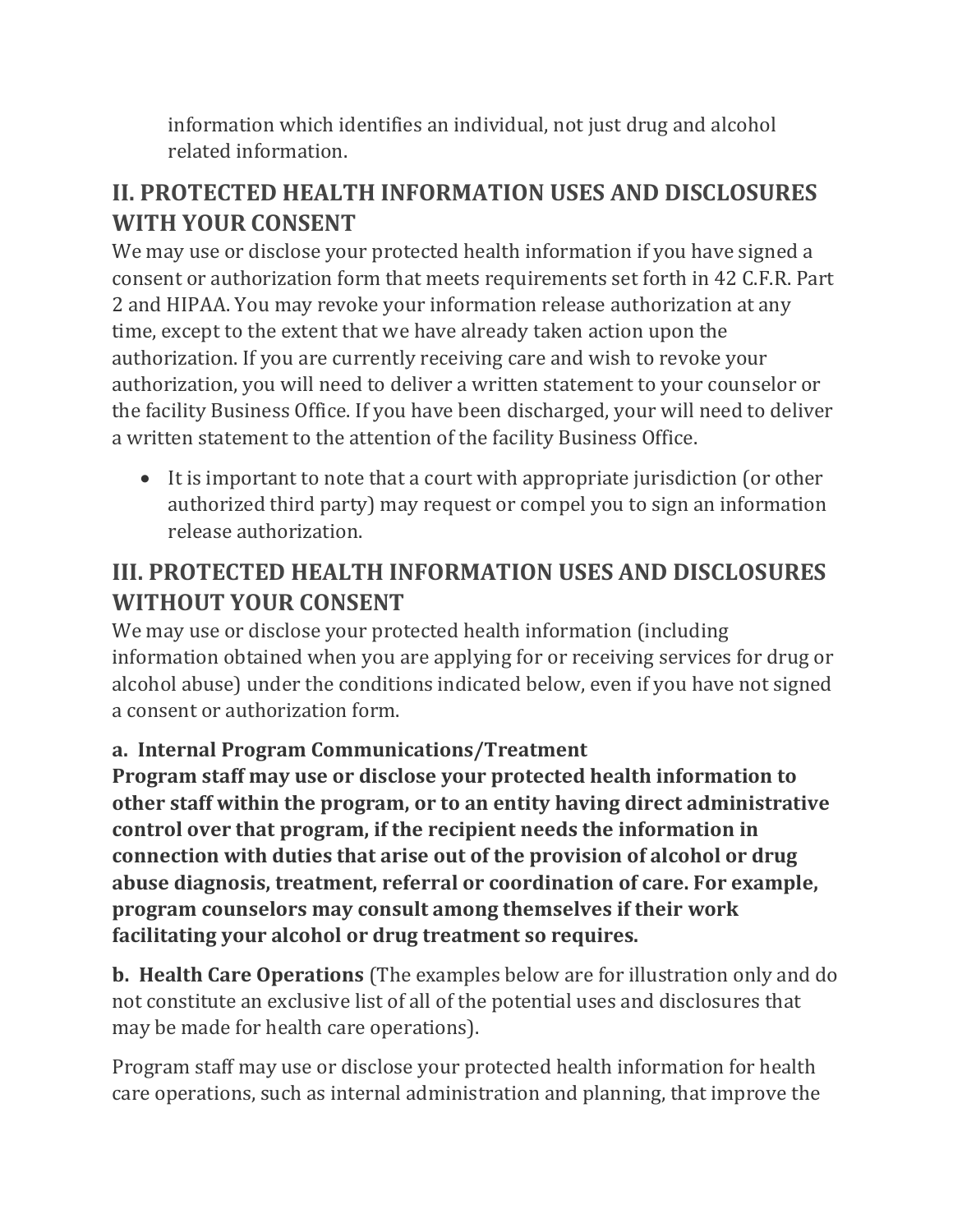information which identifies an individual, not just drug and alcohol related information.

## II. PROTECTED HEALTH INFORMATION USES AND DISCLOSURES WITH YOUR CONSENT

We may use or disclose your protected health information if you have signed a consent or authorization form that meets requirements set forth in 42 C.F.R. Part 2 and HIPAA. You may revoke your information release authorization at any time, except to the extent that we have already taken action upon the authorization. If you are currently receiving care and wish to revoke your authorization, you will need to deliver a written statement to your counselor or the facility Business Office. If you have been discharged, your will need to deliver a written statement to the attention of the facility Business Office.

- It is important to note that a court with appropriate jurisdiction (or other authorized third party) may request or compel you to sign an information release authorization.

## III. PROTECTED HEALTH INFORMATION USES AND DISCLOSURES WITHOUT YOUR CONSENT

We may use or disclose your protected health information (including information obtained when you are applying for or receiving services for drug or alcohol abuse) under the conditions indicated below, even if you have not signed a consent or authorization form.

**a. Internal Program Communications/Treatment**

**Program staff may use or disclose your protected health information to other staff within the program, or to an entity having direct administrative control over that program, if the recipient needs the information in connection with duties that arise out of the provision of alcohol or drug abuse diagnosis, treatment, referral or coordination of care. For example, program counselors may consult among themselves if their work facilitating your alcohol or drug treatment so requires.**

**b. Health Care Operations** (The examples below are for illustration only and do not constitute an exclusive list of all of the potential uses and disclosures that may be made for health care operations).

Program staff may use or disclose your protected health information for health care operations, such as internal administration and planning, that improve the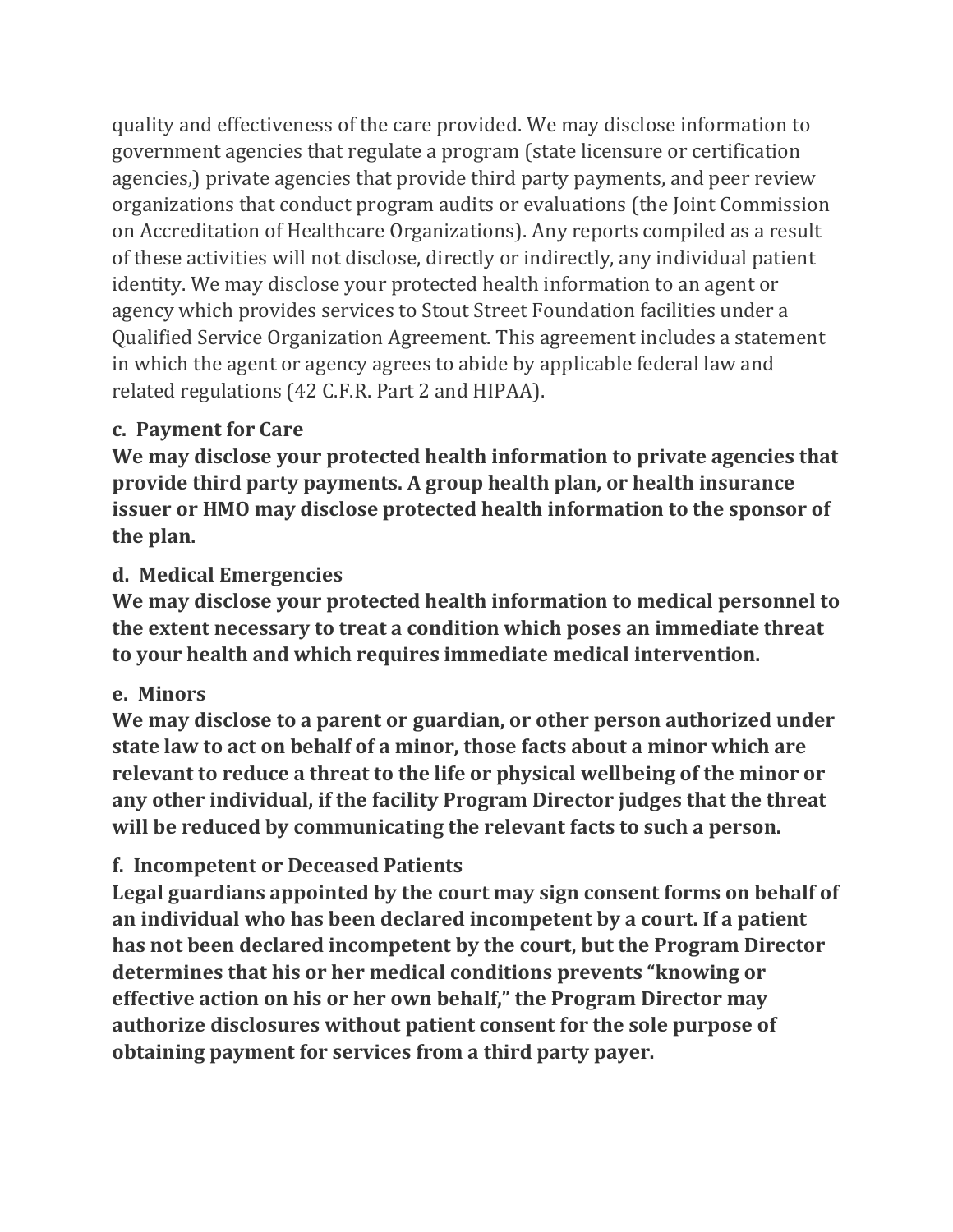quality and effectiveness of the care provided. We may disclose information to government agencies that regulate a program (state licensure or certification agencies,) private agencies that provide third party payments, and peer review organizations that conduct program audits or evaluations (the Joint Commission on Accreditation of Healthcare Organizations). Any reports compiled as a result of these activities will not disclose, directly or indirectly, any individual patient identity. We may disclose your protected health information to an agent or agency which provides services to Stout Street Foundation facilities under a Qualified Service Organization Agreement. This agreement includes a statement in which the agent or agency agrees to abide by applicable federal law and related regulations (42 C.F.R. Part 2 and HIPAA).

**c. Payment for Care**

**We may disclose your protected health information to private agencies that provide third party payments. A group health plan, or health insurance issuer or HMO may disclose protected health information to the sponsor of the plan.**

**d. Medical Emergencies**

**We may disclose your protected health information to medical personnel to the extent necessary to treat a condition which poses an immediate threat to your health and which requires immediate medical intervention.**

**e. Minors**

**We may disclose to a parent or guardian, or other person authorized under state law to act on behalf of a minor, those facts about a minor which are relevant to reduce a threat to the life or physical wellbeing of the minor or any other individual, if the facility Program Director judges that the threat will be reduced by communicating the relevant facts to such a person.**

**f. Incompetent or Deceased Patients**

**Legal guardians appointed by the court may sign consent forms on behalf of an individual who has been declared incompetent by a court. If a patient has not been declared incompetent by the court, but the Program Director determines that his or her medical conditions prevents "knowing or effective action on his or her own behalf," the Program Director may authorize disclosures without patient consent for the sole purpose of obtaining payment for services from a third party payer.**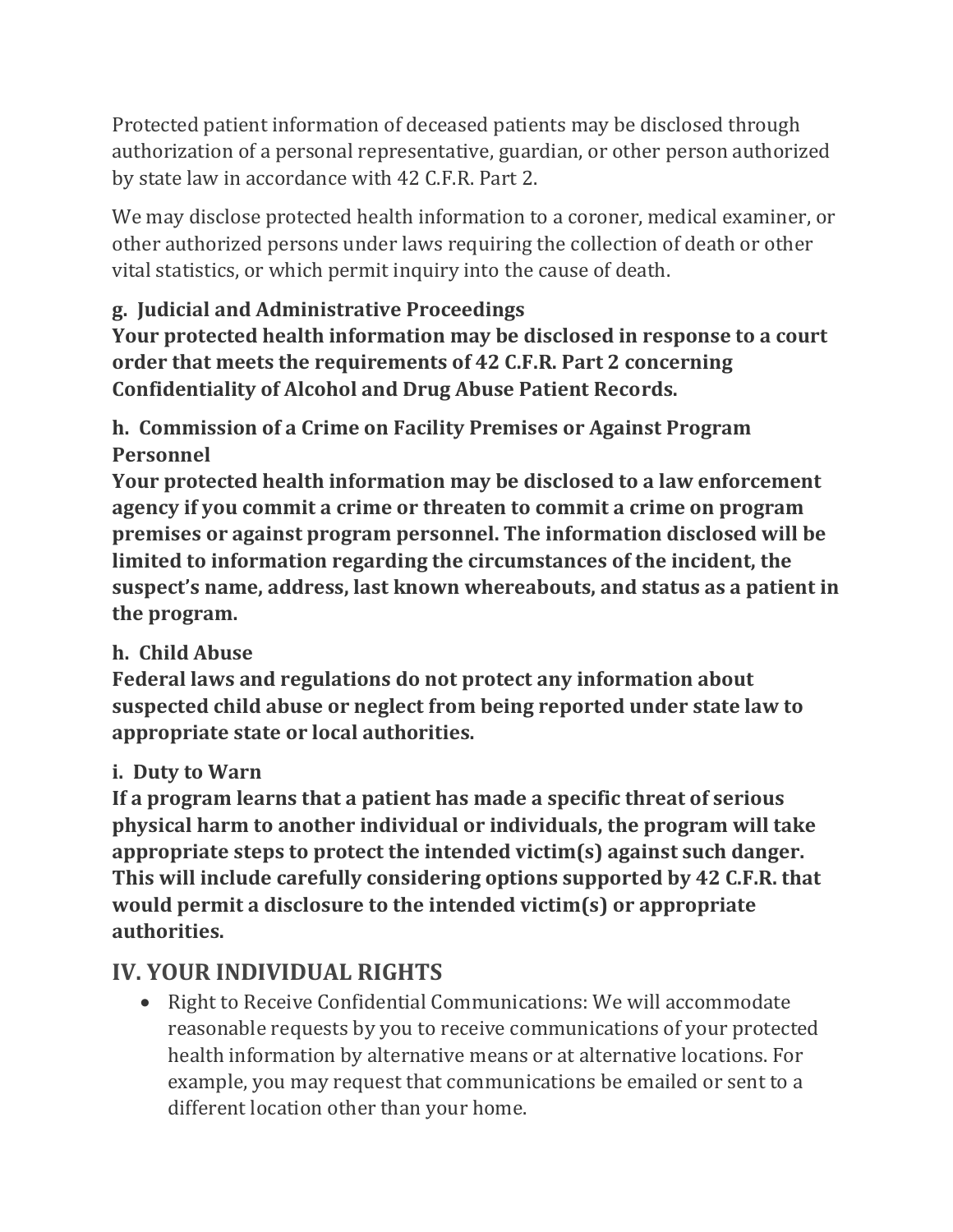Protected patient information of deceased patients may be disclosed through authorization of a personal representative, guardian, or other person authorized by state law in accordance with 42 C.F.R. Part 2.

We may disclose protected health information to a coroner, medical examiner, or other authorized persons under laws requiring the collection of death or other vital statistics, or which permit inquiry into the cause of death.

**g. Judicial and Administrative Proceedings**
**Your protected health information may be disclosed in response to a court order that meets the requirements of 42 C.F.R. Part 2 concerning Confidentiality of Alcohol and Drug Abuse Patient Records.**

**h. Commission of a Crime on Facility Premises or Against Program Personnel**
**Your protected health information may be disclosed to a law enforcement agency if you commit a crime or threaten to commit a crime on program premises or against program personnel. The information disclosed will be limited to information regarding the circumstances of the incident, the suspect's name, address, last known whereabouts, and status as a patient in the program.**

**h. Child Abuse**
**Federal laws and regulations do not protect any information about suspected child abuse or neglect from being reported under state law to appropriate state or local authorities.**

**i. Duty to Warn**
**If a program learns that a patient has made a specific threat of serious physical harm to another individual or individuals, the program will take appropriate steps to protect the intended victim(s) against such danger. This will include carefully considering options supported by 42 C.F.R. that would permit a disclosure to the intended victim(s) or appropriate authorities.**

## IV. YOUR INDIVIDUAL RIGHTS

- Right to Receive Confidential Communications: We will accommodate reasonable requests by you to receive communications of your protected health information by alternative means or at alternative locations. For example, you may request that communications be emailed or sent to a different location other than your home.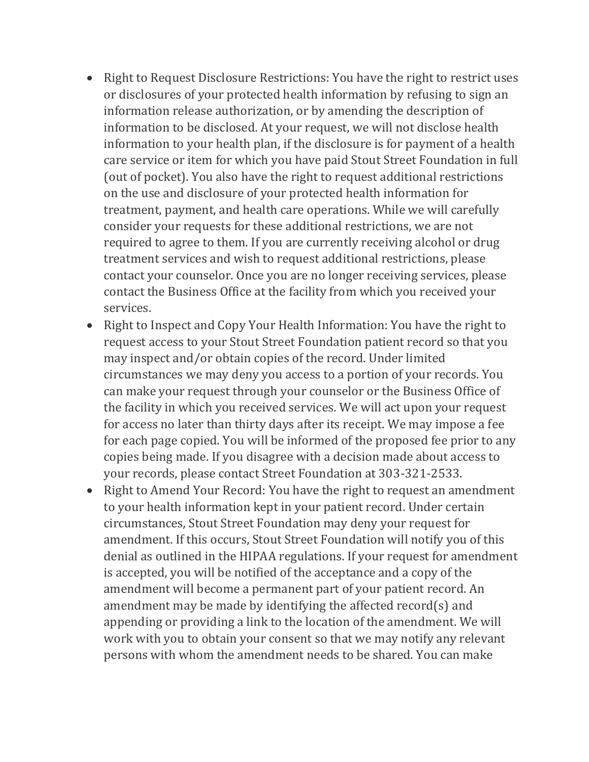- Right to Request Disclosure Restrictions: You have the right to restrict uses or disclosures of your protected health information by refusing to sign an information release authorization, or by amending the description of information to be disclosed. At your request, we will not disclose health information to your health plan, if the disclosure is for payment of a health care service or item for which you have paid Stout Street Foundation in full (out of pocket). You also have the right to request additional restrictions on the use and disclosure of your protected health information for treatment, payment, and health care operations. While we will carefully consider your requests for these additional restrictions, we are not required to agree to them. If you are currently receiving alcohol or drug treatment services and wish to request additional restrictions, please contact your counselor. Once you are no longer receiving services, please contact the Business Office at the facility from which you received your services.
- Right to Inspect and Copy Your Health Information: You have the right to request access to your Stout Street Foundation patient record so that you may inspect and/or obtain copies of the record. Under limited circumstances we may deny you access to a portion of your records. You can make your request through your counselor or the Business Office of the facility in which you received services. We will act upon your request for access no later than thirty days after its receipt. We may impose a fee for each page copied. You will be informed of the proposed fee prior to any copies being made. If you disagree with a decision made about access to your records, please contact Street Foundation at 303-321-2533.
- Right to Amend Your Record: You have the right to request an amendment to your health information kept in your patient record. Under certain circumstances, Stout Street Foundation may deny your request for amendment. If this occurs, Stout Street Foundation will notify you of this denial as outlined in the HIPAA regulations. If your request for amendment is accepted, you will be notified of the acceptance and a copy of the amendment will become a permanent part of your patient record. An amendment may be made by identifying the affected record(s) and appending or providing a link to the location of the amendment. We will work with you to obtain your consent so that we may notify any relevant persons with whom the amendment needs to be shared. You can make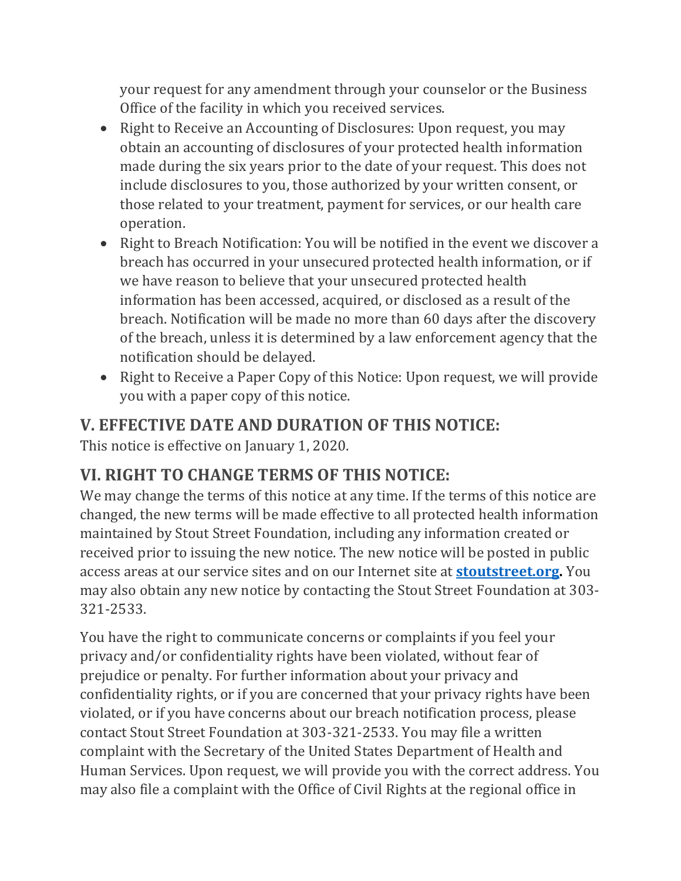your request for any amendment through your counselor or the Business Office of the facility in which you received services.

- Right to Receive an Accounting of Disclosures: Upon request, you may obtain an accounting of disclosures of your protected health information made during the six years prior to the date of your request. This does not include disclosures to you, those authorized by your written consent, or those related to your treatment, payment for services, or our health care operation.
- Right to Breach Notification: You will be notified in the event we discover a breach has occurred in your unsecured protected health information, or if we have reason to believe that your unsecured protected health information has been accessed, acquired, or disclosed as a result of the breach. Notification will be made no more than 60 days after the discovery of the breach, unless it is determined by a law enforcement agency that the notification should be delayed.
- Right to Receive a Paper Copy of this Notice: Upon request, we will provide you with a paper copy of this notice.

## V. EFFECTIVE DATE AND DURATION OF THIS NOTICE:

This notice is effective on January 1, 2020.

## VI. RIGHT TO CHANGE TERMS OF THIS NOTICE:

We may change the terms of this notice at any time. If the terms of this notice are changed, the new terms will be made effective to all protected health information maintained by Stout Street Foundation, including any information created or received prior to issuing the new notice. The new notice will be posted in public access areas at our service sites and on our Internet site at **stoutstreet.org.** You may also obtain any new notice by contacting the Stout Street Foundation at 303-321-2533.

You have the right to communicate concerns or complaints if you feel your privacy and/or confidentiality rights have been violated, without fear of prejudice or penalty. For further information about your privacy and confidentiality rights, or if you are concerned that your privacy rights have been violated, or if you have concerns about our breach notification process, please contact Stout Street Foundation at 303-321-2533. You may file a written complaint with the Secretary of the United States Department of Health and Human Services. Upon request, we will provide you with the correct address. You may also file a complaint with the Office of Civil Rights at the regional office in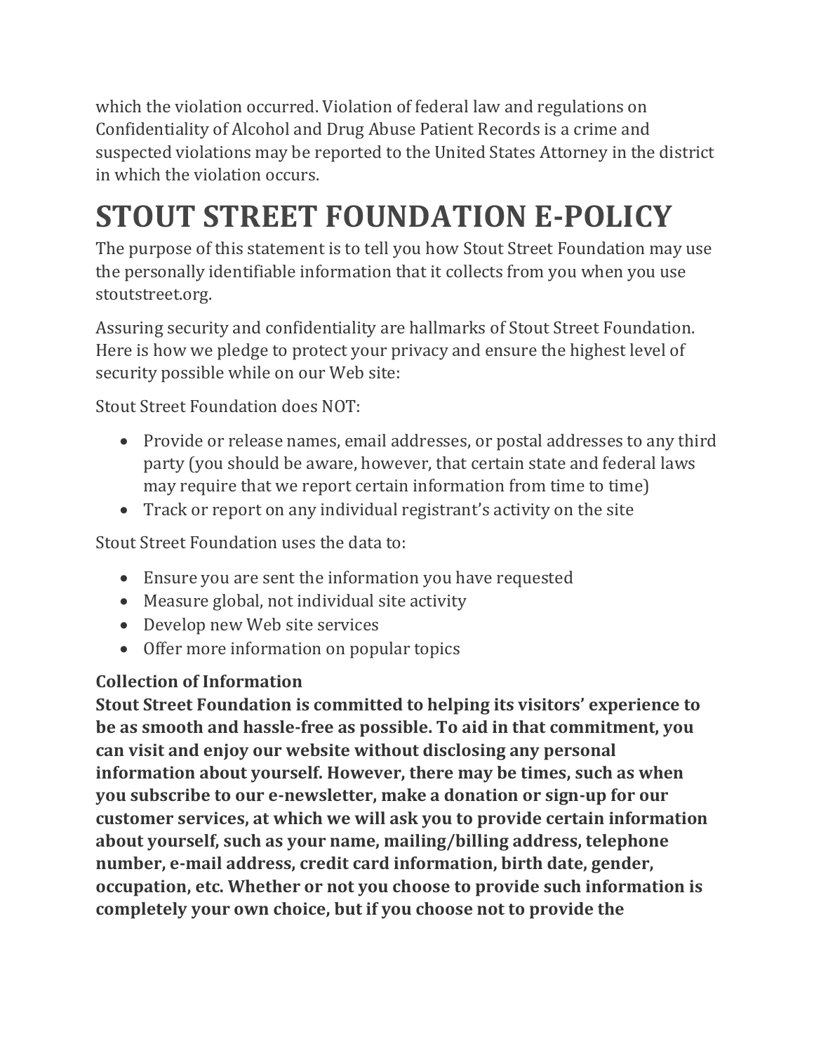which the violation occurred. Violation of federal law and regulations on Confidentiality of Alcohol and Drug Abuse Patient Records is a crime and suspected violations may be reported to the United States Attorney in the district in which the violation occurs.

# STOUT STREET FOUNDATION E-POLICY

The purpose of this statement is to tell you how Stout Street Foundation may use the personally identifiable information that it collects from you when you use stoutstreet.org.

Assuring security and confidentiality are hallmarks of Stout Street Foundation. Here is how we pledge to protect your privacy and ensure the highest level of security possible while on our Web site:

Stout Street Foundation does NOT:

- Provide or release names, email addresses, or postal addresses to any third party (you should be aware, however, that certain state and federal laws may require that we report certain information from time to time)
- Track or report on any individual registrant's activity on the site

Stout Street Foundation uses the data to:

- Ensure you are sent the information you have requested
- Measure global, not individual site activity
- Develop new Web site services
- Offer more information on popular topics

**Collection of Information**

**Stout Street Foundation is committed to helping its visitors' experience to be as smooth and hassle-free as possible. To aid in that commitment, you can visit and enjoy our website without disclosing any personal information about yourself. However, there may be times, such as when you subscribe to our e-newsletter, make a donation or sign-up for our customer services, at which we will ask you to provide certain information about yourself, such as your name, mailing/billing address, telephone number, e-mail address, credit card information, birth date, gender, occupation, etc. Whether or not you choose to provide such information is completely your own choice, but if you choose not to provide the**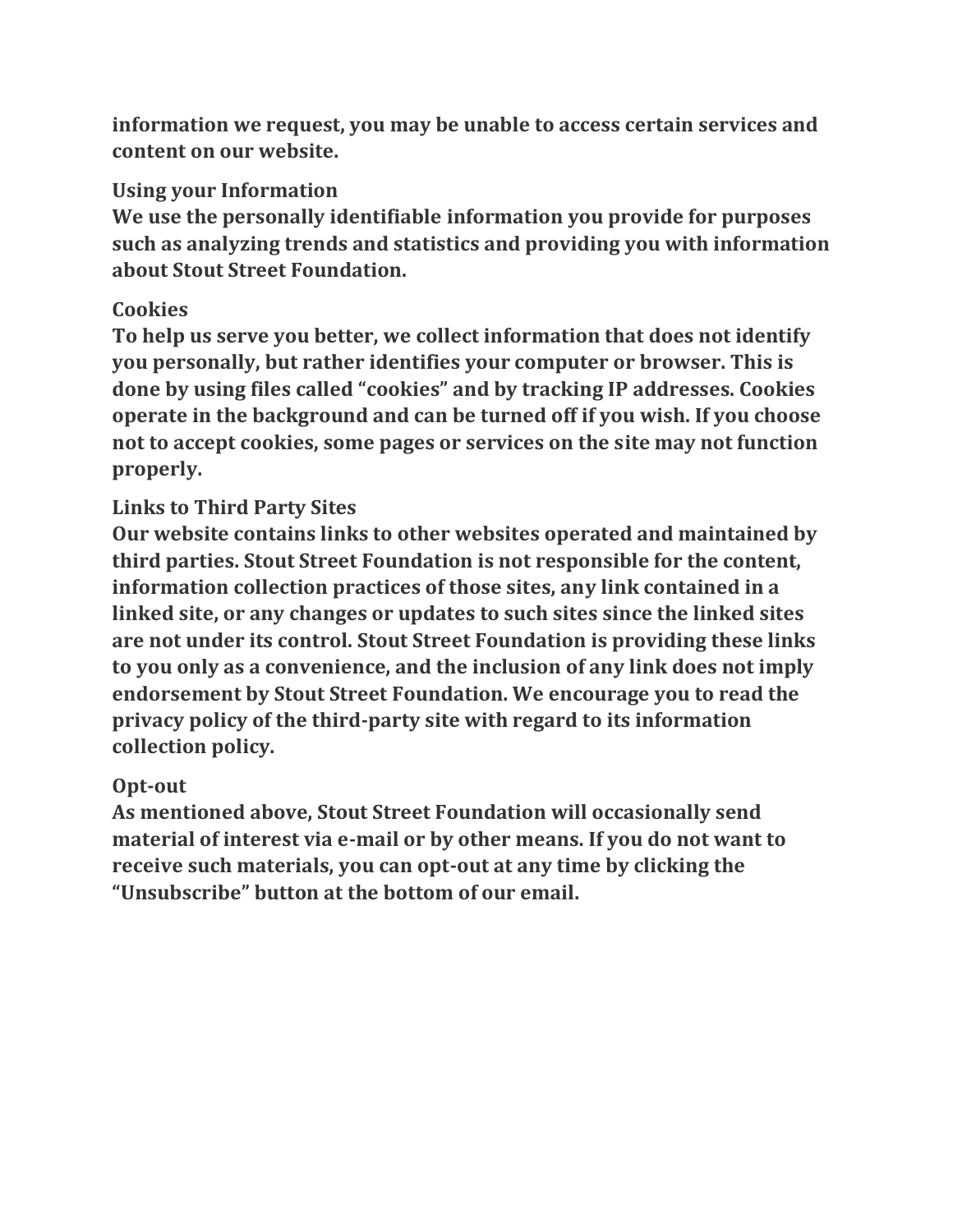**information we request, you may be unable to access certain services and content on our website.**

### Using your Information

**We use the personally identifiable information you provide for purposes such as analyzing trends and statistics and providing you with information about Stout Street Foundation.**

### Cookies

**To help us serve you better, we collect information that does not identify you personally, but rather identifies your computer or browser. This is done by using files called "cookies" and by tracking IP addresses. Cookies operate in the background and can be turned off if you wish. If you choose not to accept cookies, some pages or services on the site may not function properly.**

### Links to Third Party Sites

**Our website contains links to other websites operated and maintained by third parties. Stout Street Foundation is not responsible for the content, information collection practices of those sites, any link contained in a linked site, or any changes or updates to such sites since the linked sites are not under its control. Stout Street Foundation is providing these links to you only as a convenience, and the inclusion of any link does not imply endorsement by Stout Street Foundation. We encourage you to read the privacy policy of the third-party site with regard to its information collection policy.**

### Opt-out

**As mentioned above, Stout Street Foundation will occasionally send material of interest via e-mail or by other means. If you do not want to receive such materials, you can opt-out at any time by clicking the "Unsubscribe" button at the bottom of our email.**